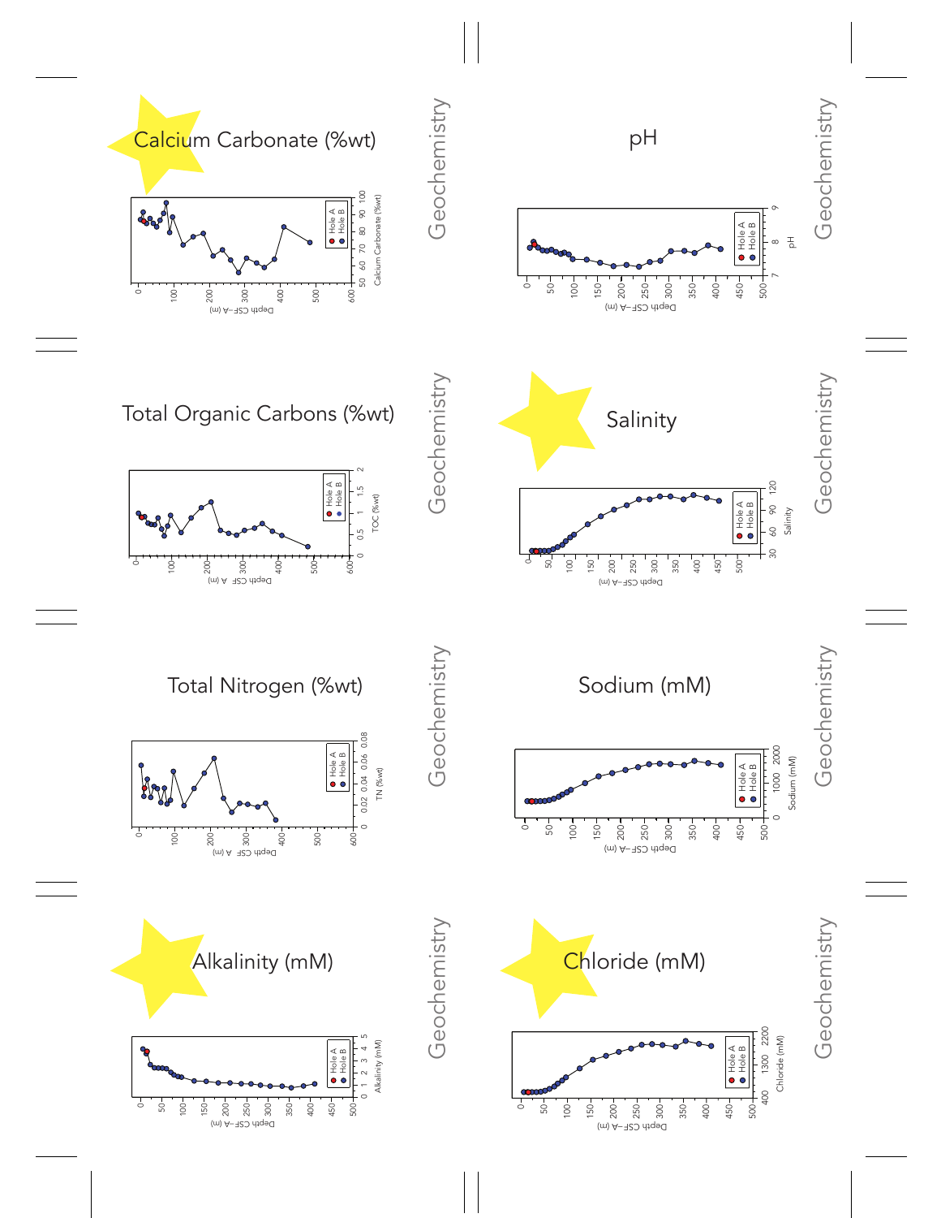## Calcium Carbonate (%wt)

Geochemistry

Hole A
Hole B

Calcium Carbonate (%wt)

50 60 70 80 90 100

Depth CSF-A (m)

0 100 200 300 400 500 600

## pH

Geochemistry

Hole A
Hole B

pH

7 8 9

Depth CSF-A (m)

0 50 100 150 200 250 300 350 400 450 500

## Total Organic Carbons (%wt)

Geochemistry

Hole A
Hole B

TOC (%wt)

0 0.5 1 1.5 2

Depth CSF-A (m)

0 100 200 300 400 500 600

## Salinity

Geochemistry

Hole A
Hole B

Salinity

30 60 90 120

Depth CSF-A (m)

0 50 100 150 200 250 300 350 400 450 500

## Total Nitrogen (%wt)

Geochemistry

Hole A
Hole B

TN (%wt)

0 0.02 0.04 0.06 0.08

Depth CSF-A (m)

0 100 200 300 400 500 600

## Sodium (mM)

Geochemistry

Hole A
Hole B

Sodium (mM)

0 1000 2000

Depth CSF-A (m)

0 50 100 150 200 250 300 350 400 450 500

## Alkalinity (mM)

Geochemistry

Hole A
Hole B

Alkalinity (mM)

0 1 2 3 4 5

Depth CSF-A (m)

0 50 100 150 200 250 300 350 400 450 500

## Chloride (mM)

Geochemistry

Hole A
Hole B

Chloride (mM)

400 1300 2200

Depth CSF-A (m)

0 50 100 150 200 250 300 350 400 450 500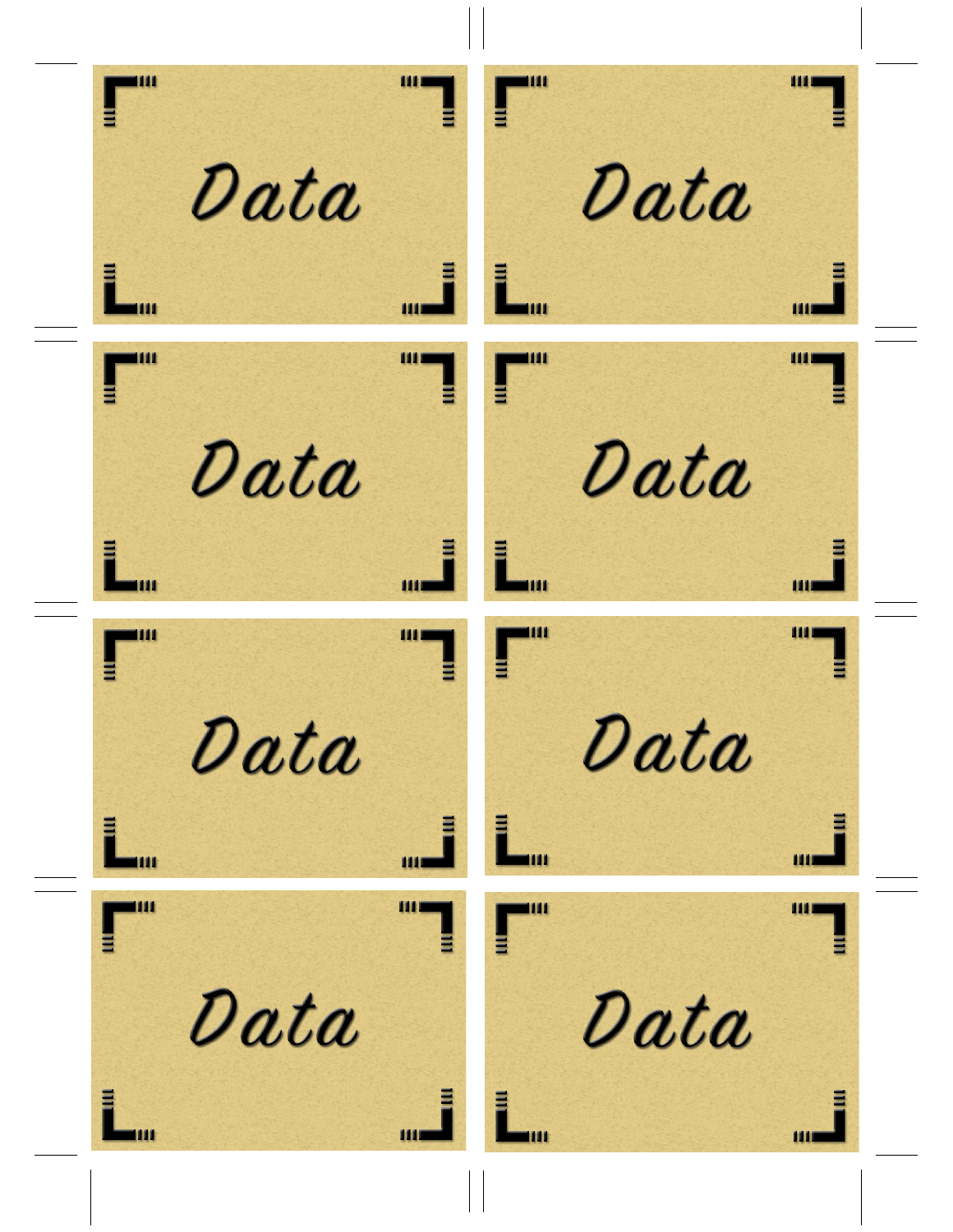Data

Data

Data

Data

Data

Data

Data

Data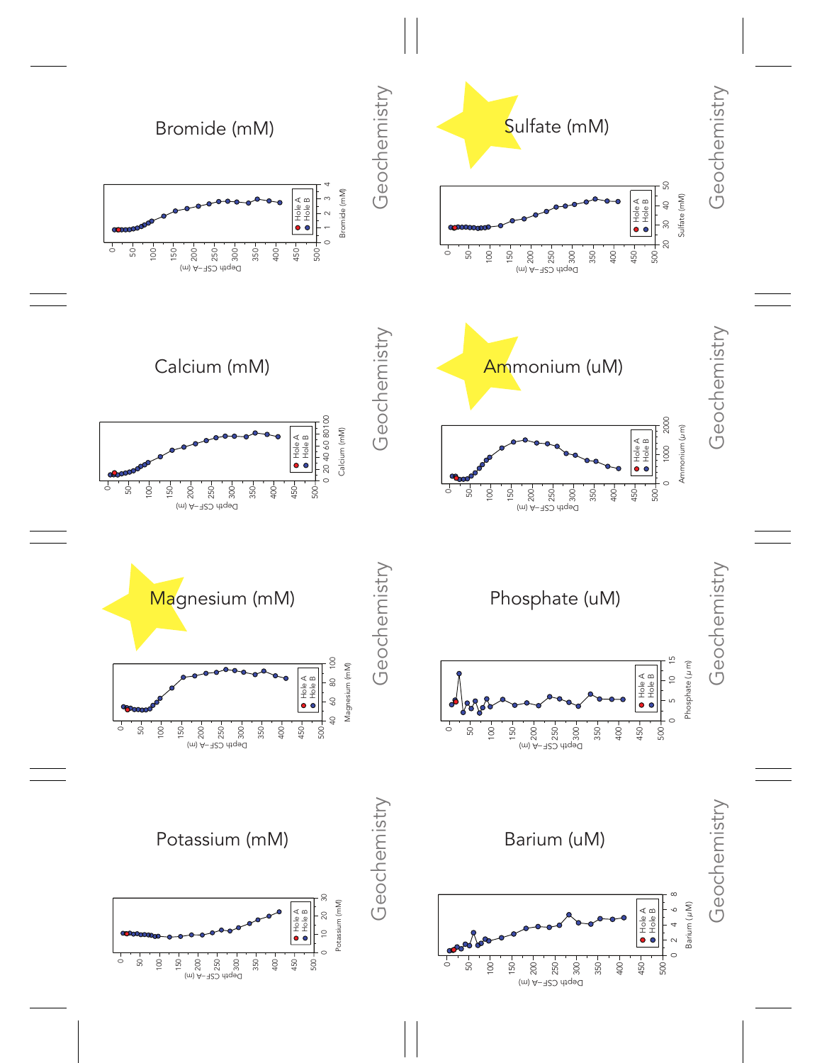## Bromide (mM)

Geochemistry

## Sulfate (mM)

Geochemistry

## Calcium (mM)

Geochemistry

## Ammonium (uM)

Geochemistry

## Magnesium (mM)

Geochemistry

## Phosphate (uM)

Geochemistry

## Potassium (mM)

Geochemistry

## Barium (uM)

Geochemistry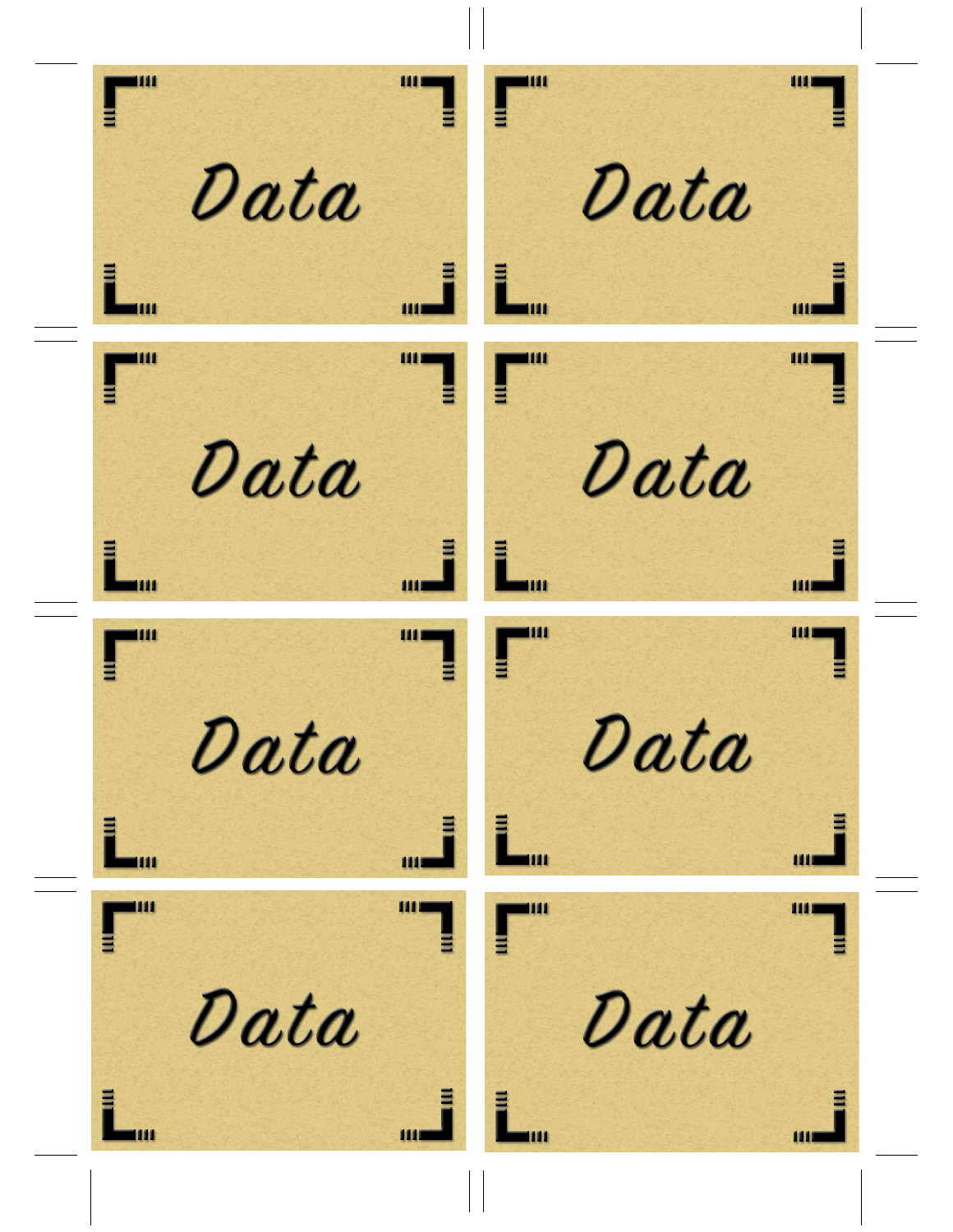Data

Data

Data

Data

Data

Data

Data

Data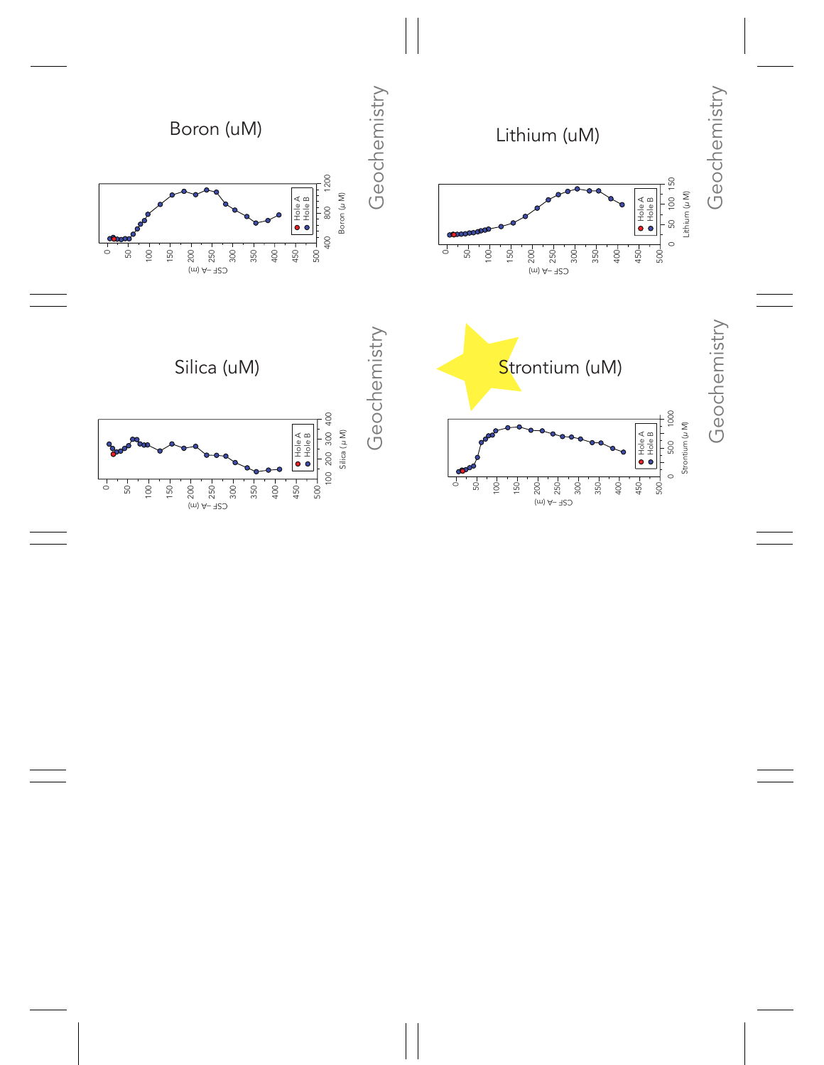# Boron (uM)

Geochemistry

# Lithium (uM)

Geochemistry

# Silica (uM)

Geochemistry

# Strontium (uM)

Geochemistry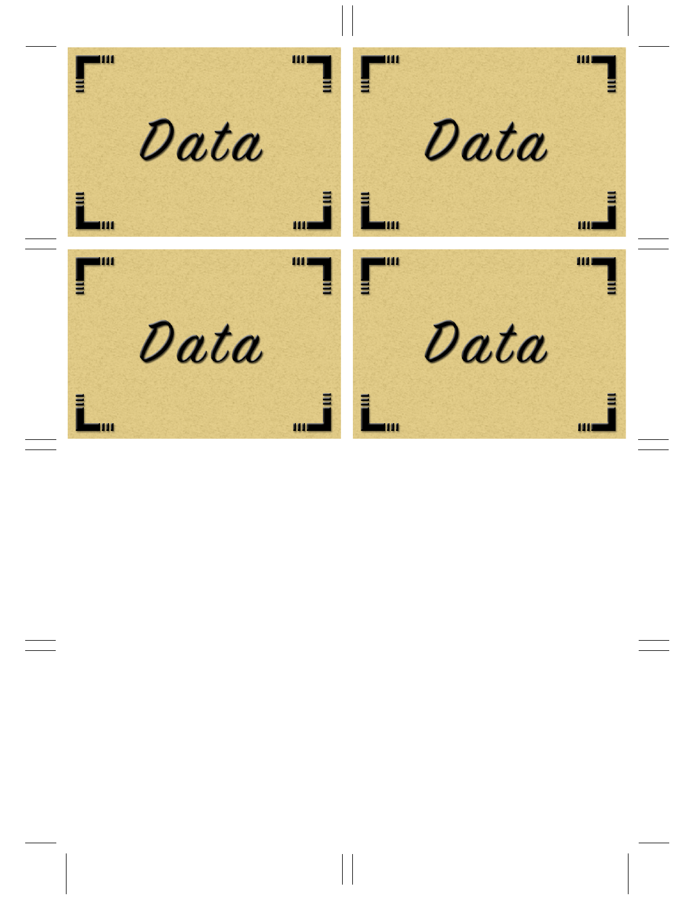Data

Data

Data

Data